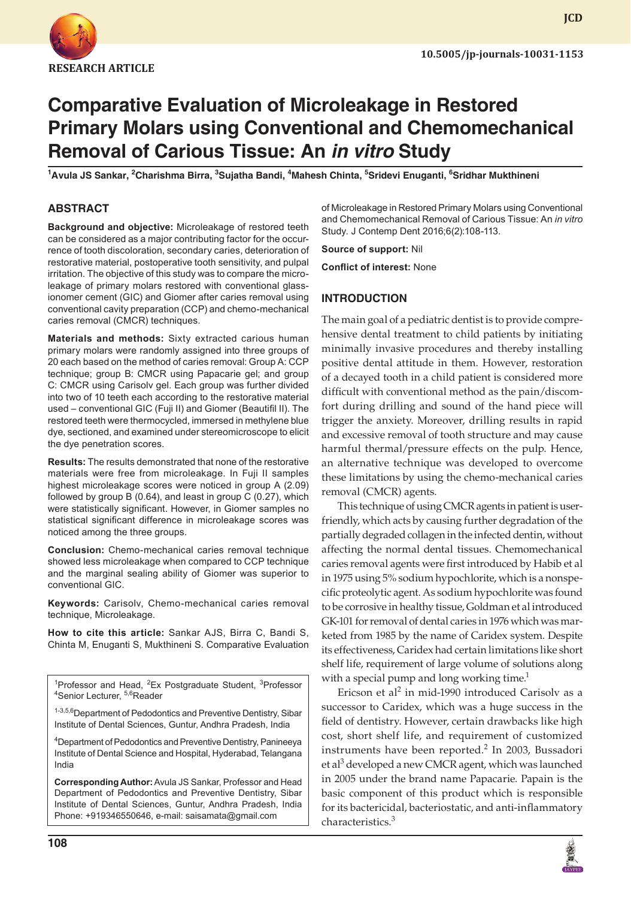RESEARCH ARTICLE

10.5005/jp-journals-10031-1153

# Comparative Evaluation of Microleakage in Restored Primary Molars using Conventional and Chemomechanical Removal of Carious Tissue: An *in vitro* Study

[1]Avula JS Sankar, [2]Charishma Birra, [3]Sujatha Bandi, [4]Mahesh Chinta, [5]Sridevi Enuganti, [6]Sridhar Mukthineni

## ABSTRACT

**Background and objective:** Microleakage of restored teeth can be considered as a major contributing factor for the occurrence of tooth discoloration, secondary caries, deterioration of restorative material, postoperative tooth sensitivity, and pulpal irritation. The objective of this study was to compare the microleakage of primary molars restored with conventional glass-ionomer cement (GIC) and Giomer after caries removal using conventional cavity preparation (CCP) and chemo-mechanical caries removal (CMCR) techniques.

**Materials and methods:** Sixty extracted carious human primary molars were randomly assigned into three groups of 20 each based on the method of caries removal: Group A: CCP technique; group B: CMCR using Papacarie gel; and group C: CMCR using Carisolv gel. Each group was further divided into two of 10 teeth each according to the restorative material used – conventional GIC (Fuji II) and Giomer (Beautifil II). The restored teeth were thermocycled, immersed in methylene blue dye, sectioned, and examined under stereomicroscope to elicit the dye penetration scores.

**Results:** The results demonstrated that none of the restorative materials were free from microleakage. In Fuji II samples highest microleakage scores were noticed in group A (2.09) followed by group B (0.64), and least in group C (0.27), which were statistically significant. However, in Giomer samples no statistical significant difference in microleakage scores was noticed among the three groups.

**Conclusion:** Chemo-mechanical caries removal technique showed less microleakage when compared to CCP technique and the marginal sealing ability of Giomer was superior to conventional GIC.

**Keywords:** Carisolv, Chemo-mechanical caries removal technique, Microleakage.

**How to cite this article:** Sankar AJS, Birra C, Bandi S, Chinta M, Enuganti S, Mukthineni S. Comparative Evaluation of Microleakage in Restored Primary Molars using Conventional and Chemomechanical Removal of Carious Tissue: An *in vitro* Study. J Contemp Dent 2016;6(2):108-113.

**Source of support:** Nil

**Conflict of interest:** None

[1]Professor and Head, [2]Ex Postgraduate Student, [3]Professor [4]Senior Lecturer, [5,6]Reader

[1-3,5,6]Department of Pedodontics and Preventive Dentistry, Sibar Institute of Dental Sciences, Guntur, Andhra Pradesh, India

[4]Department of Pedodontics and Preventive Dentistry, Panineeya Institute of Dental Science and Hospital, Hyderabad, Telangana India

**Corresponding Author:** Avula JS Sankar, Professor and Head Department of Pedodontics and Preventive Dentistry, Sibar Institute of Dental Sciences, Guntur, Andhra Pradesh, India Phone: +919346550646, e-mail: saisamata@gmail.com

## INTRODUCTION

The main goal of a pediatric dentist is to provide comprehensive dental treatment to child patients by initiating minimally invasive procedures and thereby installing positive dental attitude in them. However, restoration of a decayed tooth in a child patient is considered more difficult with conventional method as the pain/discomfort during drilling and sound of the hand piece will trigger the anxiety. Moreover, drilling results in rapid and excessive removal of tooth structure and may cause harmful thermal/pressure effects on the pulp. Hence, an alternative technique was developed to overcome these limitations by using the chemo-mechanical caries removal (CMCR) agents.

This technique of using CMCR agents in patient is user-friendly, which acts by causing further degradation of the partially degraded collagen in the infected dentin, without affecting the normal dental tissues. Chemomechanical caries removal agents were first introduced by Habib et al in 1975 using 5% sodium hypochlorite, which is a nonspecific proteolytic agent. As sodium hypochlorite was found to be corrosive in healthy tissue, Goldman et al introduced GK-101 for removal of dental caries in 1976 which was marketed from 1985 by the name of Caridex system. Despite its effectiveness, Caridex had certain limitations like short shelf life, requirement of large volume of solutions along with a special pump and long working time.[1]

Ericson et al[2] in mid-1990 introduced Carisolv as a successor to Caridex, which was a huge success in the field of dentistry. However, certain drawbacks like high cost, short shelf life, and requirement of customized instruments have been reported.[2] In 2003, Bussadori et al[3] developed a new CMCR agent, which was launched in 2005 under the brand name Papacarie. Papain is the basic component of this product which is responsible for its bactericidal, bacteriostatic, and anti-inflammatory characteristics.[3]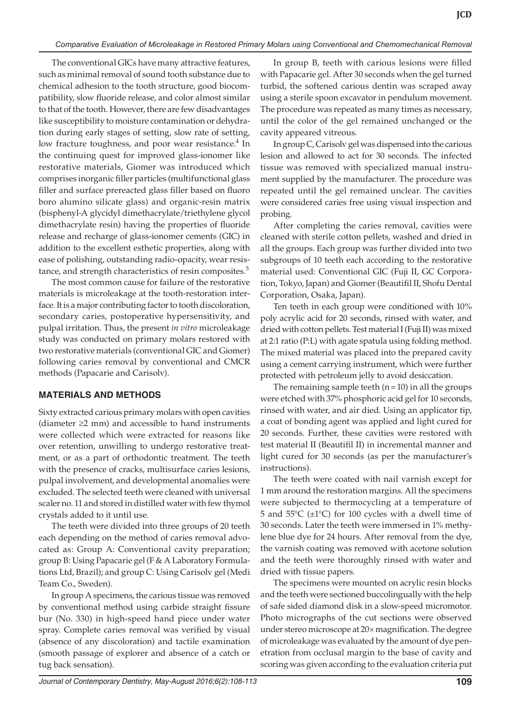The conventional GICs have many attractive features, such as minimal removal of sound tooth substance due to chemical adhesion to the tooth structure, good biocompatibility, slow fluoride release, and color almost similar to that of the tooth. However, there are few disadvantages like susceptibility to moisture contamination or dehydration during early stages of setting, slow rate of setting, low fracture toughness, and poor wear resistance.[4] In the continuing quest for improved glass-ionomer like restorative materials, Giomer was introduced which comprises inorganic filler particles (multifunctional glass filler and surface prereacted glass filler based on fluoro boro alumino silicate glass) and organic-resin matrix (bisphenyl-A glycidyl dimethacrylate/triethylene glycol dimethacrylate resin) having the properties of fluoride release and recharge of glass-ionomer cements (GIC) in addition to the excellent esthetic properties, along with ease of polishing, outstanding radio-opacity, wear resistance, and strength characteristics of resin composites.[5]

The most common cause for failure of the restorative materials is microleakage at the tooth-restoration interface. It is a major contributing factor to tooth discoloration, secondary caries, postoperative hypersensitivity, and pulpal irritation. Thus, the present *in vitro* microleakage study was conducted on primary molars restored with two restorative materials (conventional GIC and Giomer) following caries removal by conventional and CMCR methods (Papacarie and Carisolv).

## MATERIALS AND METHODS

Sixty extracted carious primary molars with open cavities (diameter ≥2 mm) and accessible to hand instruments were collected which were extracted for reasons like over retention, unwilling to undergo restorative treatment, or as a part of orthodontic treatment. The teeth with the presence of cracks, multisurface caries lesions, pulpal involvement, and developmental anomalies were excluded. The selected teeth were cleaned with universal scaler no. 11 and stored in distilled water with few thymol crystals added to it until use.

The teeth were divided into three groups of 20 teeth each depending on the method of caries removal advocated as: Group A: Conventional cavity preparation; group B: Using Papacarie gel (F & A Laboratory Formulations Ltd, Brazil); and group C: Using Carisolv gel (Medi Team Co., Sweden).

In group A specimens, the carious tissue was removed by conventional method using carbide straight fissure bur (No. 330) in high-speed hand piece under water spray. Complete caries removal was verified by visual (absence of any discoloration) and tactile examination (smooth passage of explorer and absence of a catch or tug back sensation).

In group B, teeth with carious lesions were filled with Papacarie gel. After 30 seconds when the gel turned turbid, the softened carious dentin was scraped away using a sterile spoon excavator in pendulum movement. The procedure was repeated as many times as necessary, until the color of the gel remained unchanged or the cavity appeared vitreous.

In group C, Carisolv gel was dispensed into the carious lesion and allowed to act for 30 seconds. The infected tissue was removed with specialized manual instrument supplied by the manufacturer. The procedure was repeated until the gel remained unclear. The cavities were considered caries free using visual inspection and probing.

After completing the caries removal, cavities were cleaned with sterile cotton pellets, washed and dried in all the groups. Each group was further divided into two subgroups of 10 teeth each according to the restorative material used: Conventional GIC (Fuji II, GC Corporation, Tokyo, Japan) and Giomer (Beautifil II, Shofu Dental Corporation, Osaka, Japan).

Ten teeth in each group were conditioned with 10% poly acrylic acid for 20 seconds, rinsed with water, and dried with cotton pellets. Test material I (Fuji II) was mixed at 2:1 ratio (P:L) with agate spatula using folding method. The mixed material was placed into the prepared cavity using a cement carrying instrument, which were further protected with petroleum jelly to avoid desiccation.

The remaining sample teeth (n = 10) in all the groups were etched with 37% phosphoric acid gel for 10 seconds, rinsed with water, and air died. Using an applicator tip, a coat of bonding agent was applied and light cured for 20 seconds. Further, these cavities were restored with test material II (Beautifil II) in incremental manner and light cured for 30 seconds (as per the manufacturer's instructions).

The teeth were coated with nail varnish except for 1 mm around the restoration margins. All the specimens were subjected to thermocycling at a temperature of 5 and 55°C (±1°C) for 100 cycles with a dwell time of 30 seconds. Later the teeth were immersed in 1% methylene blue dye for 24 hours. After removal from the dye, the varnish coating was removed with acetone solution and the teeth were thoroughly rinsed with water and dried with tissue papers.

The specimens were mounted on acrylic resin blocks and the teeth were sectioned buccolingually with the help of safe sided diamond disk in a slow-speed micromotor. Photo micrographs of the cut sections were observed under stereo microscope at 20× magnification. The degree of microleakage was evaluated by the amount of dye penetration from occlusal margin to the base of cavity and scoring was given according to the evaluation criteria put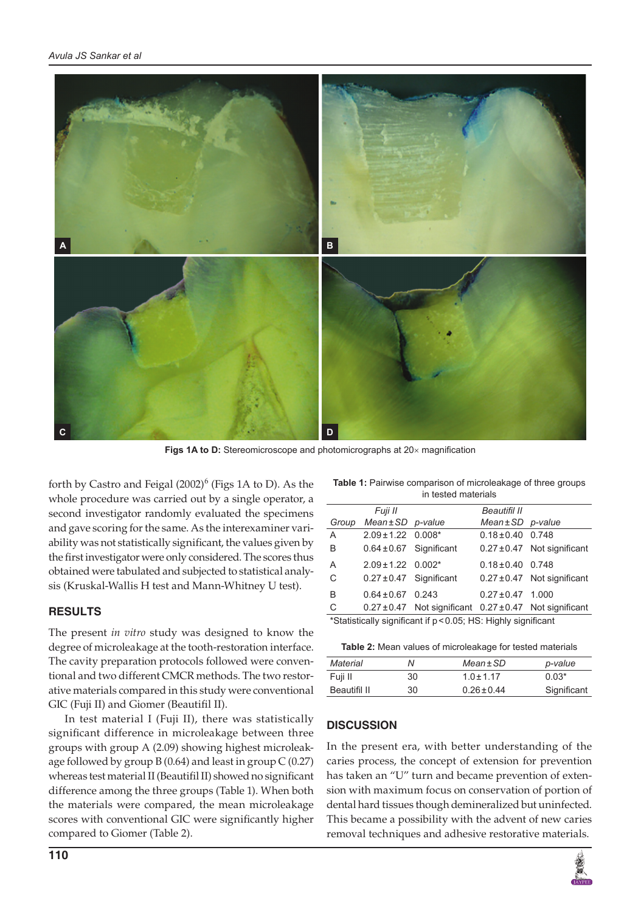Figs 1A to D: Stereomicroscope and photomicrographs at 20× magnification

forth by Castro and Feigal (2002)[6] (Figs 1A to D). As the whole procedure was carried out by a single operator, a second investigator randomly evaluated the specimens and gave scoring for the same. As the interexaminer variability was not statistically significant, the values given by the first investigator were only considered. The scores thus obtained were tabulated and subjected to statistical analysis (Kruskal-Wallis H test and Mann-Whitney U test).

## RESULTS

The present *in vitro* study was designed to know the degree of microleakage at the tooth-restoration interface. The cavity preparation protocols followed were conventional and two different CMCR methods. The two restorative materials compared in this study were conventional GIC (Fuji II) and Giomer (Beautifil II).

In test material I (Fuji II), there was statistically significant difference in microleakage between three groups with group A (2.09) showing highest microleakage followed by group B (0.64) and least in group C (0.27) whereas test material II (Beautifil II) showed no significant difference among the three groups (Table 1). When both the materials were compared, the mean microleakage scores with conventional GIC were significantly higher compared to Giomer (Table 2).

**Table 1:** Pairwise comparison of microleakage of three groups in tested materials

| *Group* | *Fuji II* *Mean ± SD* | *p-value* | *Beautifil II* *Mean ± SD* | *p-value* |
|---|---|---|---|---|
| A | 2.09 ± 1.22 | 0.008* | 0.18 ± 0.40 | 0.748 |
| B | 0.64 ± 0.67 | Significant | 0.27 ± 0.47 | Not significant |
| A | 2.09 ± 1.22 | 0.002* | 0.18 ± 0.40 | 0.748 |
| C | 0.27 ± 0.47 | Significant | 0.27 ± 0.47 | Not significant |
| B | 0.64 ± 0.67 | 0.243 | 0.27 ± 0.47 | 1.000 |
| C | 0.27 ± 0.47 | Not significant | 0.27 ± 0.47 | Not significant |

*Statistically significant if $p < 0.05$; HS: Highly significant

**Table 2:** Mean values of microleakage for tested materials

| *Material* | *N* | *Mean ± SD* | *p-value* |
|---|---|---|---|
| Fuji II | 30 | 1.0 ± 1.17 | 0.03* |
| Beautifil II | 30 | 0.26 ± 0.44 | Significant |

## DISCUSSION

In the present era, with better understanding of the caries process, the concept of extension for prevention has taken an "U" turn and became prevention of extension with maximum focus on conservation of portion of dental hard tissues though demineralized but uninfected. This became a possibility with the advent of new caries removal techniques and adhesive restorative materials.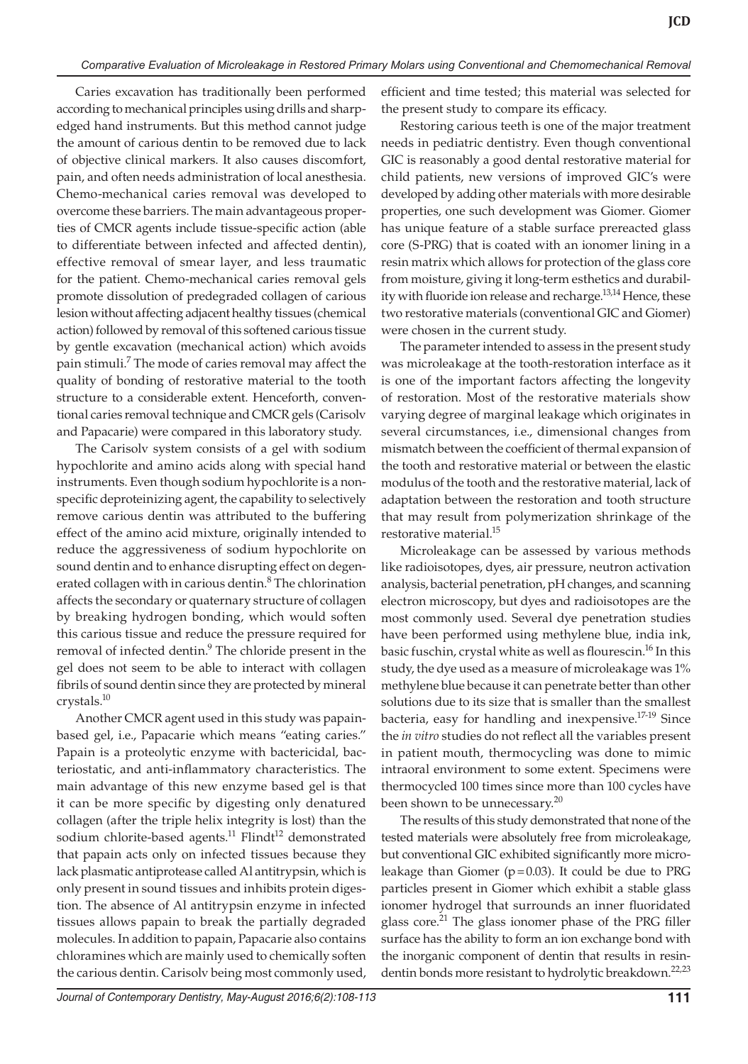Caries excavation has traditionally been performed according to mechanical principles using drills and sharp-edged hand instruments. But this method cannot judge the amount of carious dentin to be removed due to lack of objective clinical markers. It also causes discomfort, pain, and often needs administration of local anesthesia. Chemo-mechanical caries removal was developed to overcome these barriers. The main advantageous properties of CMCR agents include tissue-specific action (able to differentiate between infected and affected dentin), effective removal of smear layer, and less traumatic for the patient. Chemo-mechanical caries removal gels promote dissolution of predegraded collagen of carious lesion without affecting adjacent healthy tissues (chemical action) followed by removal of this softened carious tissue by gentle excavation (mechanical action) which avoids pain stimuli.[7] The mode of caries removal may affect the quality of bonding of restorative material to the tooth structure to a considerable extent. Henceforth, conventional caries removal technique and CMCR gels (Carisolv and Papacarie) were compared in this laboratory study.

The Carisolv system consists of a gel with sodium hypochlorite and amino acids along with special hand instruments. Even though sodium hypochlorite is a nonspecific deproteinizing agent, the capability to selectively remove carious dentin was attributed to the buffering effect of the amino acid mixture, originally intended to reduce the aggressiveness of sodium hypochlorite on sound dentin and to enhance disrupting effect on degenerated collagen with in carious dentin.[8] The chlorination affects the secondary or quaternary structure of collagen by breaking hydrogen bonding, which would soften this carious tissue and reduce the pressure required for removal of infected dentin.[9] The chloride present in the gel does not seem to be able to interact with collagen fibrils of sound dentin since they are protected by mineral crystals.[10]

Another CMCR agent used in this study was papain-based gel, i.e., Papacarie which means "eating caries." Papain is a proteolytic enzyme with bactericidal, bacteriostatic, and anti-inflammatory characteristics. The main advantage of this new enzyme based gel is that it can be more specific by digesting only denatured collagen (after the triple helix integrity is lost) than the sodium chlorite-based agents.[11] Flindt[12] demonstrated that papain acts only on infected tissues because they lack plasmatic antiprotease called Al antitrypsin, which is only present in sound tissues and inhibits protein digestion. The absence of Al antitrypsin enzyme in infected tissues allows papain to break the partially degraded molecules. In addition to papain, Papacarie also contains chloramines which are mainly used to chemically soften the carious dentin. Carisolv being most commonly used, efficient and time tested; this material was selected for the present study to compare its efficacy.

Restoring carious teeth is one of the major treatment needs in pediatric dentistry. Even though conventional GIC is reasonably a good dental restorative material for child patients, new versions of improved GIC's were developed by adding other materials with more desirable properties, one such development was Giomer. Giomer has unique feature of a stable surface prereacted glass core (S-PRG) that is coated with an ionomer lining in a resin matrix which allows for protection of the glass core from moisture, giving it long-term esthetics and durability with fluoride ion release and recharge.[13,14] Hence, these two restorative materials (conventional GIC and Giomer) were chosen in the current study.

The parameter intended to assess in the present study was microleakage at the tooth-restoration interface as it is one of the important factors affecting the longevity of restoration. Most of the restorative materials show varying degree of marginal leakage which originates in several circumstances, i.e., dimensional changes from mismatch between the coefficient of thermal expansion of the tooth and restorative material or between the elastic modulus of the tooth and the restorative material, lack of adaptation between the restoration and tooth structure that may result from polymerization shrinkage of the restorative material.[15]

Microleakage can be assessed by various methods like radioisotopes, dyes, air pressure, neutron activation analysis, bacterial penetration, pH changes, and scanning electron microscopy, but dyes and radioisotopes are the most commonly used. Several dye penetration studies have been performed using methylene blue, india ink, basic fuschin, crystal white as well as flourescin.[16] In this study, the dye used as a measure of microleakage was 1% methylene blue because it can penetrate better than other solutions due to its size that is smaller than the smallest bacteria, easy for handling and inexpensive.[17-19] Since the *in vitro* studies do not reflect all the variables present in patient mouth, thermocycling was done to mimic intraoral environment to some extent. Specimens were thermocycled 100 times since more than 100 cycles have been shown to be unnecessary.[20]

The results of this study demonstrated that none of the tested materials were absolutely free from microleakage, but conventional GIC exhibited significantly more microleakage than Giomer ($p = 0.03$). It could be due to PRG particles present in Giomer which exhibit a stable glass ionomer hydrogel that surrounds an inner fluoridated glass core.[21] The glass ionomer phase of the PRG filler surface has the ability to form an ion exchange bond with the inorganic component of dentin that results in resin-dentin bonds more resistant to hydrolytic breakdown.[22,23]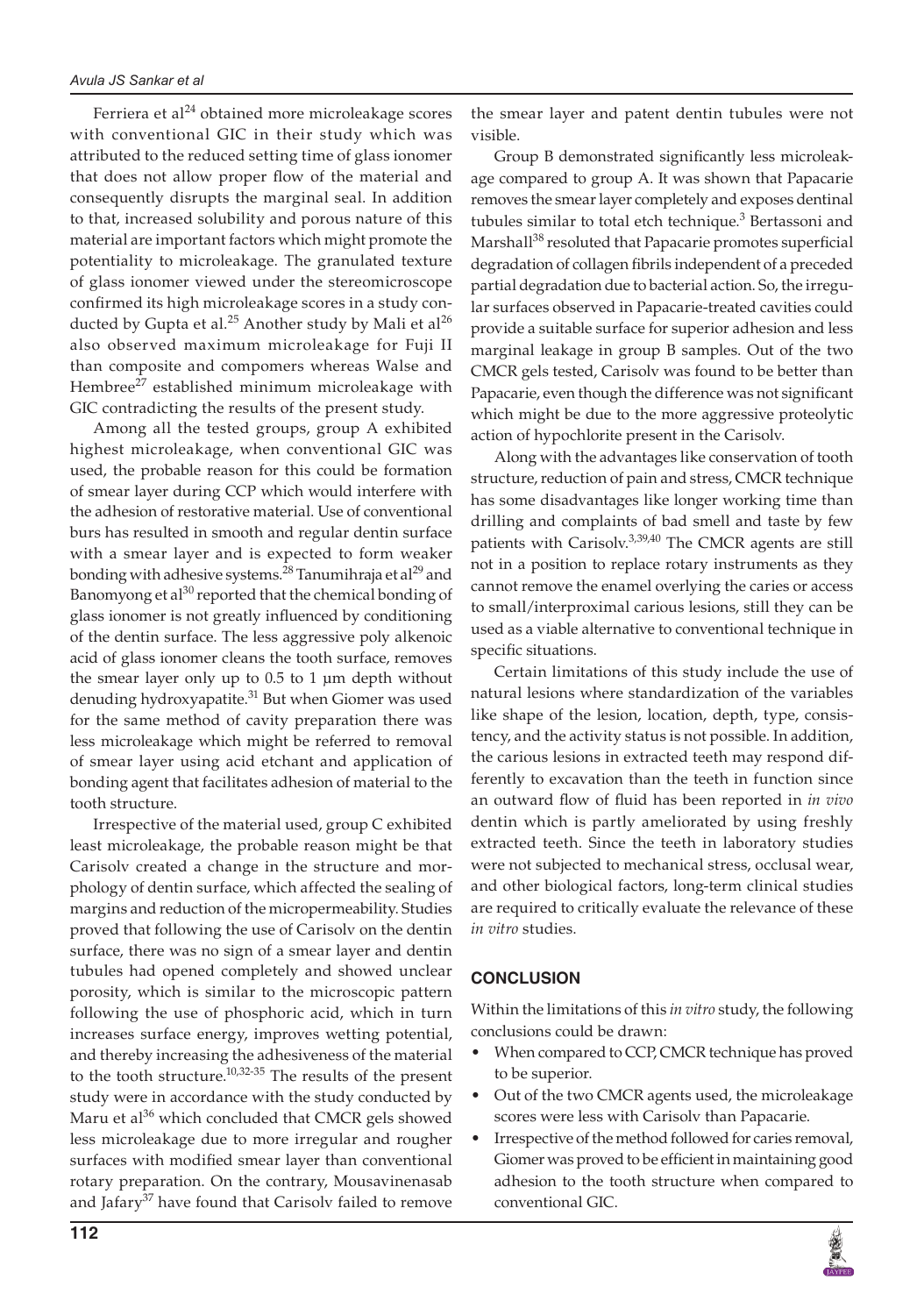Ferriera et al[24] obtained more microleakage scores with conventional GIC in their study which was attributed to the reduced setting time of glass ionomer that does not allow proper flow of the material and consequently disrupts the marginal seal. In addition to that, increased solubility and porous nature of this material are important factors which might promote the potentiality to microleakage. The granulated texture of glass ionomer viewed under the stereomicroscope confirmed its high microleakage scores in a study conducted by Gupta et al.[25] Another study by Mali et al[26] also observed maximum microleakage for Fuji II than composite and compomers whereas Walse and Hembree[27] established minimum microleakage with GIC contradicting the results of the present study.

Among all the tested groups, group A exhibited highest microleakage, when conventional GIC was used, the probable reason for this could be formation of smear layer during CCP which would interfere with the adhesion of restorative material. Use of conventional burs has resulted in smooth and regular dentin surface with a smear layer and is expected to form weaker bonding with adhesive systems.[28] Tanumihraja et al[29] and Banomyong et al[30] reported that the chemical bonding of glass ionomer is not greatly influenced by conditioning of the dentin surface. The less aggressive poly alkenoic acid of glass ionomer cleans the tooth surface, removes the smear layer only up to 0.5 to 1 µm depth without denuding hydroxyapatite.[31] But when Giomer was used for the same method of cavity preparation there was less microleakage which might be referred to removal of smear layer using acid etchant and application of bonding agent that facilitates adhesion of material to the tooth structure.

Irrespective of the material used, group C exhibited least microleakage, the probable reason might be that Carisolv created a change in the structure and morphology of dentin surface, which affected the sealing of margins and reduction of the micropermeability. Studies proved that following the use of Carisolv on the dentin surface, there was no sign of a smear layer and dentin tubules had opened completely and showed unclear porosity, which is similar to the microscopic pattern following the use of phosphoric acid, which in turn increases surface energy, improves wetting potential, and thereby increasing the adhesiveness of the material to the tooth structure.[10,32-35] The results of the present study were in accordance with the study conducted by Maru et al[36] which concluded that CMCR gels showed less microleakage due to more irregular and rougher surfaces with modified smear layer than conventional rotary preparation. On the contrary, Mousavinenasab and Jafary[37] have found that Carisolv failed to remove the smear layer and patent dentin tubules were not visible.

Group B demonstrated significantly less microleakage compared to group A. It was shown that Papacarie removes the smear layer completely and exposes dentinal tubules similar to total etch technique.[3] Bertassoni and Marshall[38] resoluted that Papacarie promotes superficial degradation of collagen fibrils independent of a preceded partial degradation due to bacterial action. So, the irregular surfaces observed in Papacarie-treated cavities could provide a suitable surface for superior adhesion and less marginal leakage in group B samples. Out of the two CMCR gels tested, Carisolv was found to be better than Papacarie, even though the difference was not significant which might be due to the more aggressive proteolytic action of hypochlorite present in the Carisolv.

Along with the advantages like conservation of tooth structure, reduction of pain and stress, CMCR technique has some disadvantages like longer working time than drilling and complaints of bad smell and taste by few patients with Carisolv.[3,39,40] The CMCR agents are still not in a position to replace rotary instruments as they cannot remove the enamel overlying the caries or access to small/interproximal carious lesions, still they can be used as a viable alternative to conventional technique in specific situations.

Certain limitations of this study include the use of natural lesions where standardization of the variables like shape of the lesion, location, depth, type, consistency, and the activity status is not possible. In addition, the carious lesions in extracted teeth may respond differently to excavation than the teeth in function since an outward flow of fluid has been reported in *in vivo* dentin which is partly ameliorated by using freshly extracted teeth. Since the teeth in laboratory studies were not subjected to mechanical stress, occlusal wear, and other biological factors, long-term clinical studies are required to critically evaluate the relevance of these *in vitro* studies.

## CONCLUSION

Within the limitations of this *in vitro* study, the following conclusions could be drawn:

- When compared to CCP, CMCR technique has proved to be superior.
- Out of the two CMCR agents used, the microleakage scores were less with Carisolv than Papacarie.
- Irrespective of the method followed for caries removal, Giomer was proved to be efficient in maintaining good adhesion to the tooth structure when compared to conventional GIC.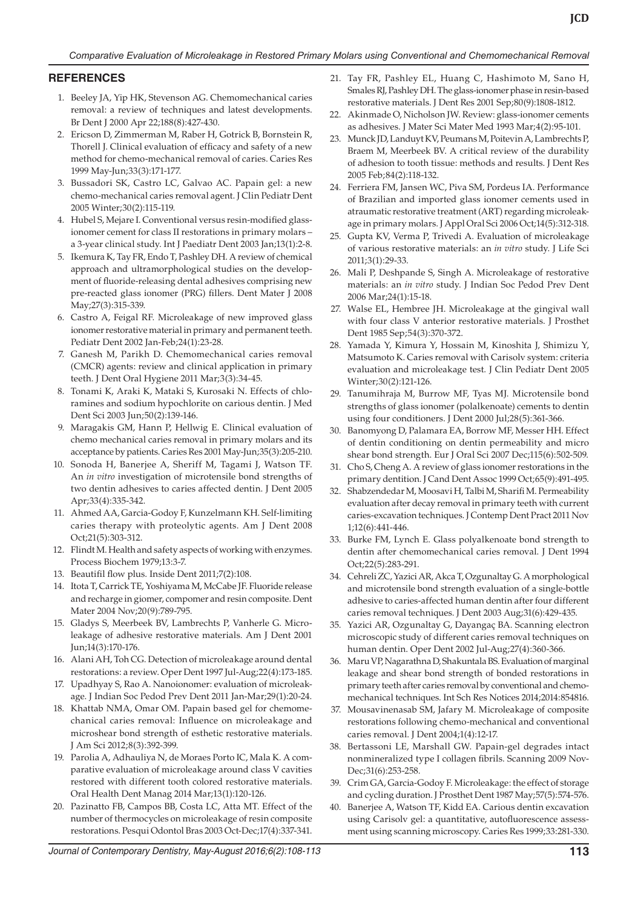## REFERENCES

1. Beeley JA, Yip HK, Stevenson AG. Chemomechanical caries removal: a review of techniques and latest developments. Br Dent J 2000 Apr 22;188(8):427-430.
2. Ericson D, Zimmerman M, Raber H, Gotrick B, Bornstein R, Thorell J. Clinical evaluation of efficacy and safety of a new method for chemo-mechanical removal of caries. Caries Res 1999 May-Jun;33(3):171-177.
3. Bussadori SK, Castro LC, Galvao AC. Papain gel: a new chemo-mechanical caries removal agent. J Clin Pediatr Dent 2005 Winter;30(2):115-119.
4. Hubel S, Mejare I. Conventional versus resin-modified glass-ionomer cement for class II restorations in primary molars – a 3-year clinical study. Int J Paediatr Dent 2003 Jan;13(1):2-8.
5. Ikemura K, Tay FR, Endo T, Pashley DH. A review of chemical approach and ultramorphological studies on the development of fluoride-releasing dental adhesives comprising new pre-reacted glass ionomer (PRG) fillers. Dent Mater J 2008 May;27(3):315-339.
6. Castro A, Feigal RF. Microleakage of new improved glass ionomer restorative material in primary and permanent teeth. Pediatr Dent 2002 Jan-Feb;24(1):23-28.
7. Ganesh M, Parikh D. Chemomechanical caries removal (CMCR) agents: review and clinical application in primary teeth. J Dent Oral Hygiene 2011 Mar;3(3):34-45.
8. Tonami K, Araki K, Mataki S, Kurosaki N. Effects of chloramines and sodium hypochlorite on carious dentin. J Med Dent Sci 2003 Jun;50(2):139-146.
9. Maragakis GM, Hann P, Hellwig E. Clinical evaluation of chemo mechanical caries removal in primary molars and its acceptance by patients. Caries Res 2001 May-Jun;35(3):205-210.
10. Sonoda H, Banerjee A, Sheriff M, Tagami J, Watson TF. An *in vitro* investigation of microtensile bond strengths of two dentin adhesives to caries affected dentin. J Dent 2005 Apr;33(4):335-342.
11. Ahmed AA, Garcia-Godoy F, Kunzelmann KH. Self-limiting caries therapy with proteolytic agents. Am J Dent 2008 Oct;21(5):303-312.
12. Flindt M. Health and safety aspects of working with enzymes. Process Biochem 1979;13:3-7.
13. Beautifil flow plus. Inside Dent 2011;7(2):108.
14. Itota T, Carrick TE, Yoshiyama M, McCabe JF. Fluoride release and recharge in giomer, compomer and resin composite. Dent Mater 2004 Nov;20(9):789-795.
15. Gladys S, Meerbeek BV, Lambrechts P, Vanherle G. Microleakage of adhesive restorative materials. Am J Dent 2001 Jun;14(3):170-176.
16. Alani AH, Toh CG. Detection of microleakage around dental restorations: a review. Oper Dent 1997 Jul-Aug;22(4):173-185.
17. Upadhyay S, Rao A. Nanoionomer: evaluation of microleakage. J Indian Soc Pedod Prev Dent 2011 Jan-Mar;29(1):20-24.
18. Khattab NMA, Omar OM. Papain based gel for chemomechanical caries removal: Influence on microleakage and microshear bond strength of esthetic restorative materials. J Am Sci 2012;8(3):392-399.
19. Parolia A, Adhauliya N, de Moraes Porto IC, Mala K. A comparative evaluation of microleakage around class V cavities restored with different tooth colored restorative materials. Oral Health Dent Manag 2014 Mar;13(1):120-126.
20. Pazinatto FB, Campos BB, Costa LC, Atta MT. Effect of the number of thermocycles on microleakage of resin composite restorations. Pesqui Odontol Bras 2003 Oct-Dec;17(4):337-341.
21. Tay FR, Pashley EL, Huang C, Hashimoto M, Sano H, Smales RJ, Pashley DH. The glass-ionomer phase in resin-based restorative materials. J Dent Res 2001 Sep;80(9):1808-1812.
22. Akinmade O, Nicholson JW. Review: glass-ionomer cements as adhesives. J Mater Sci Mater Med 1993 Mar;4(2):95-101.
23. Munck JD, Landuyt KV, Peumans M, Poitevin A, Lambrechts P, Braem M, Meerbeek BV. A critical review of the durability of adhesion to tooth tissue: methods and results. J Dent Res 2005 Feb;84(2):118-132.
24. Ferriera FM, Jansen WC, Piva SM, Pordeus IA. Performance of Brazilian and imported glass ionomer cements used in atraumatic restorative treatment (ART) regarding microleakage in primary molars. J Appl Oral Sci 2006 Oct;14(5):312-318.
25. Gupta KV, Verma P, Trivedi A. Evaluation of microleakage of various restorative materials: an *in vitro* study. J Life Sci 2011;3(1):29-33.
26. Mali P, Deshpande S, Singh A. Microleakage of restorative materials: an *in vitro* study. J Indian Soc Pedod Prev Dent 2006 Mar;24(1):15-18.
27. Walse EL, Hembree JH. Microleakage at the gingival wall with four class V anterior restorative materials. J Prosthet Dent 1985 Sep;54(3):370-372.
28. Yamada Y, Kimura Y, Hossain M, Kinoshita J, Shimizu Y, Matsumoto K. Caries removal with Carisolv system: criteria evaluation and microleakage test. J Clin Pediatr Dent 2005 Winter;30(2):121-126.
29. Tanumihraja M, Burrow MF, Tyas MJ. Microtensile bond strengths of glass ionomer (polalkenoate) cements to dentin using four conditioners. J Dent 2000 Jul;28(5):361-366.
30. Banomyong D, Palamara EA, Borrow MF, Messer HH. Effect of dentin conditioning on dentin permeability and micro shear bond strength. Eur J Oral Sci 2007 Dec;115(6):502-509.
31. Cho S, Cheng A. A review of glass ionomer restorations in the primary dentition. J Cand Dent Assoc 1999 Oct;65(9):491-495.
32. Shabzendedar M, Moosavi H, Talbi M, Sharifi M. Permeability evaluation after decay removal in primary teeth with current caries-excavation techniques. J Contemp Dent Pract 2011 Nov 1;12(6):441-446.
33. Burke FM, Lynch E. Glass polyalkenoate bond strength to dentin after chemomechanical caries removal. J Dent 1994 Oct;22(5):283-291.
34. Cehreli ZC, Yazici AR, Akca T, Ozgunaltay G. A morphological and microtensile bond strength evaluation of a single-bottle adhesive to caries-affected human dentin after four different caries removal techniques. J Dent 2003 Aug;31(6):429-435.
35. Yazici AR, Ozgunaltay G, Dayangaç BA. Scanning electron microscopic study of different caries removal techniques on human dentin. Oper Dent 2002 Jul-Aug;27(4):360-366.
36. Maru VP, Nagarathna D, Shakuntala BS. Evaluation of marginal leakage and shear bond strength of bonded restorations in primary teeth after caries removal by conventional and chemomechanical techniques. Int Sch Res Notices 2014;2014:854816.
37. Mousavinenasab SM, Jafary M. Microleakage of composite restorations following chemo-mechanical and conventional caries removal. J Dent 2004;1(4):12-17.
38. Bertassoni LE, Marshall GW. Papain-gel degrades intact nonmineralized type I collagen fibrils. Scanning 2009 Nov-Dec;31(6):253-258.
39. Crim GA, Garcia-Godoy F. Microleakage: the effect of storage and cycling duration. J Prosthet Dent 1987 May;57(5):574-576.
40. Banerjee A, Watson TF, Kidd EA. Carious dentin excavation using Carisolv gel: a quantitative, autofluorescence assessment using scanning microscopy. Caries Res 1999;33:281-330.